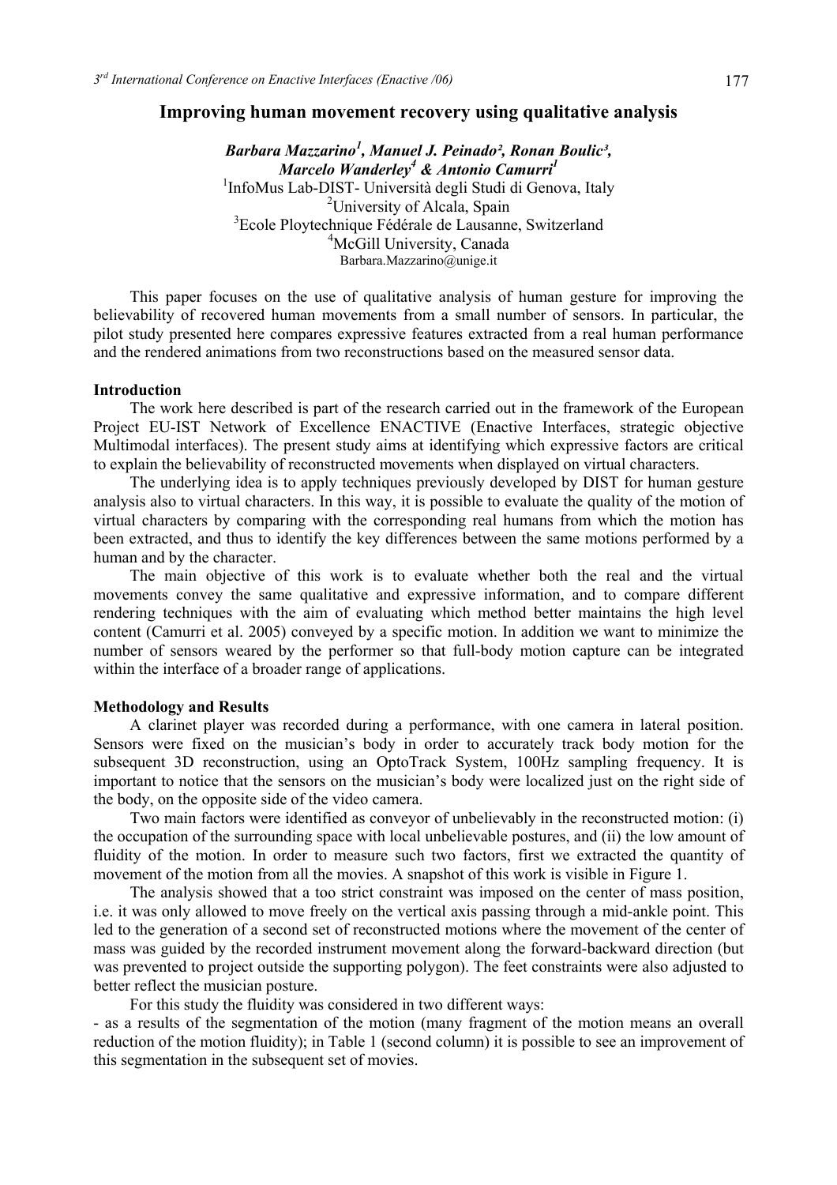# Improving human movement recovery using qualitative analysis

***Barbara Mazzarino[1], Manuel J. Peinado[2], Ronan Boulic[3], Marcelo Wanderley[4] & Antonio Camurri[1]***

[1]InfoMus Lab-DIST- Università degli Studi di Genova, Italy
[2]University of Alcala, Spain
[3]Ecole Ploytechnique Fédérale de Lausanne, Switzerland
[4]McGill University, Canada
Barbara.Mazzarino@unige.it

This paper focuses on the use of qualitative analysis of human gesture for improving the believability of recovered human movements from a small number of sensors. In particular, the pilot study presented here compares expressive features extracted from a real human performance and the rendered animations from two reconstructions based on the measured sensor data.

## Introduction

The work here described is part of the research carried out in the framework of the European Project EU-IST Network of Excellence ENACTIVE (Enactive Interfaces, strategic objective Multimodal interfaces). The present study aims at identifying which expressive factors are critical to explain the believability of reconstructed movements when displayed on virtual characters.

The underlying idea is to apply techniques previously developed by DIST for human gesture analysis also to virtual characters. In this way, it is possible to evaluate the quality of the motion of virtual characters by comparing with the corresponding real humans from which the motion has been extracted, and thus to identify the key differences between the same motions performed by a human and by the character.

The main objective of this work is to evaluate whether both the real and the virtual movements convey the same qualitative and expressive information, and to compare different rendering techniques with the aim of evaluating which method better maintains the high level content (Camurri et al. 2005) conveyed by a specific motion. In addition we want to minimize the number of sensors weared by the performer so that full-body motion capture can be integrated within the interface of a broader range of applications.

## Methodology and Results

A clarinet player was recorded during a performance, with one camera in lateral position. Sensors were fixed on the musician's body in order to accurately track body motion for the subsequent 3D reconstruction, using an OptoTrack System, 100Hz sampling frequency. It is important to notice that the sensors on the musician's body were localized just on the right side of the body, on the opposite side of the video camera.

Two main factors were identified as conveyor of unbelievably in the reconstructed motion: (i) the occupation of the surrounding space with local unbelievable postures, and (ii) the low amount of fluidity of the motion. In order to measure such two factors, first we extracted the quantity of movement of the motion from all the movies. A snapshot of this work is visible in Figure 1.

The analysis showed that a too strict constraint was imposed on the center of mass position, i.e. it was only allowed to move freely on the vertical axis passing through a mid-ankle point. This led to the generation of a second set of reconstructed motions where the movement of the center of mass was guided by the recorded instrument movement along the forward-backward direction (but was prevented to project outside the supporting polygon). The feet constraints were also adjusted to better reflect the musician posture.

For this study the fluidity was considered in two different ways:

- as a results of the segmentation of the motion (many fragment of the motion means an overall reduction of the motion fluidity); in Table 1 (second column) it is possible to see an improvement of this segmentation in the subsequent set of movies.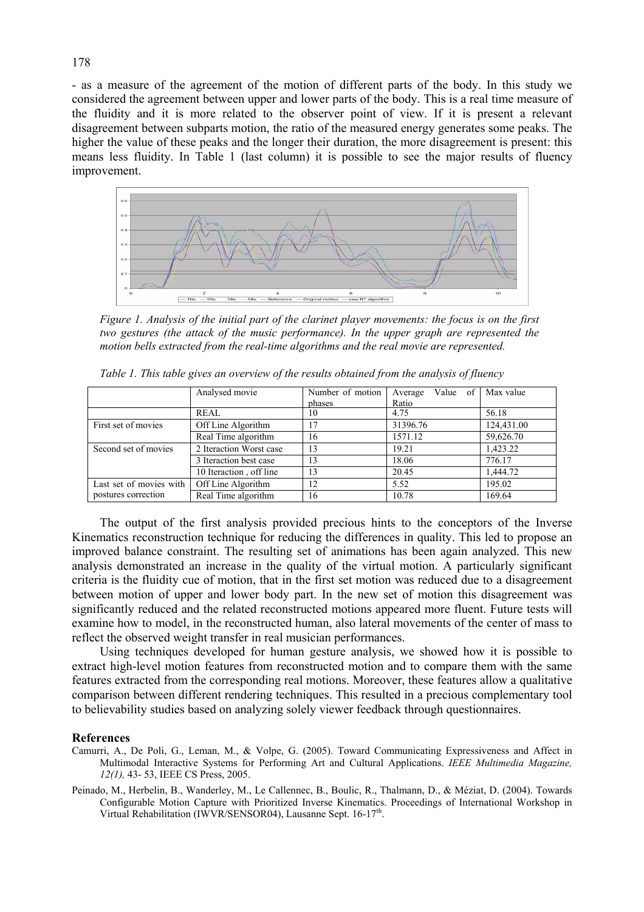- as a measure of the agreement of the motion of different parts of the body. In this study we considered the agreement between upper and lower parts of the body. This is a real time measure of the fluidity and it is more related to the observer point of view. If it is present a relevant disagreement between subparts motion, the ratio of the measured energy generates some peaks. The higher the value of these peaks and the longer their duration, the more disagreement is present: this means less fluidity. In Table 1 (last column) it is possible to see the major results of fluency improvement.

0.6
0.5
0.4
0.3
0.2
0.1
0
0 2 4 6 8 10
1Ite. 2Ite. 3Ite. 5Ite. Reference Original motion new RT algorithm

*Figure 1. Analysis of the initial part of the clarinet player movements: the focus is on the first two gestures (the attack of the music performance). In the upper graph are represented the motion bells extracted from the real-time algorithms and the real movie are represented.*

*Table 1. This table gives an overview of the results obtained from the analysis of fluency*

| | Analysed movie | Number of motion phases | Average Value of Ratio | Max value |
|---|---|---|---|---|
| | REAL | 10 | 4.75 | 56.18 |
| First set of movies | Off Line Algorithm | 17 | 31396.76 | 124,431.00 |
| | Real Time algorithm | 16 | 1571.12 | 59,626.70 |
| Second set of movies | 2 Iteraction Worst case | 13 | 19.21 | 1,423.22 |
| | 3 Iteraction best case | 13 | 18.06 | 776.17 |
| | 10 Iteraction , off line | 13 | 20.45 | 1,444.72 |
| Last set of movies with postures correction | Off Line Algorithm | 12 | 5.52 | 195.02 |
| | Real Time algorithm | 16 | 10.78 | 169.64 |

The output of the first analysis provided precious hints to the conceptors of the Inverse Kinematics reconstruction technique for reducing the differences in quality. This led to propose an improved balance constraint. The resulting set of animations has been again analyzed. This new analysis demonstrated an increase in the quality of the virtual motion. A particularly significant criteria is the fluidity cue of motion, that in the first set motion was reduced due to a disagreement between motion of upper and lower body part. In the new set of motion this disagreement was significantly reduced and the related reconstructed motions appeared more fluent. Future tests will examine how to model, in the reconstructed human, also lateral movements of the center of mass to reflect the observed weight transfer in real musician performances.

Using techniques developed for human gesture analysis, we showed how it is possible to extract high-level motion features from reconstructed motion and to compare them with the same features extracted from the corresponding real motions. Moreover, these features allow a qualitative comparison between different rendering techniques. This resulted in a precious complementary tool to believability studies based on analyzing solely viewer feedback through questionnaires.

## References

Camurri, A., De Poli, G., Leman, M., & Volpe, G. (2005). Toward Communicating Expressiveness and Affect in Multimodal Interactive Systems for Performing Art and Cultural Applications. *IEEE Multimedia Magazine, 12(1),* 43- 53, IEEE CS Press, 2005.

Peinado, M., Herbelin, B., Wanderley, M., Le Callennec, B., Boulic, R., Thalmann, D., & Méziat, D. (2004). Towards Configurable Motion Capture with Prioritized Inverse Kinematics. Proceedings of International Workshop in Virtual Rehabilitation (IWVR/SENSOR04), Lausanne Sept. 16-17th.